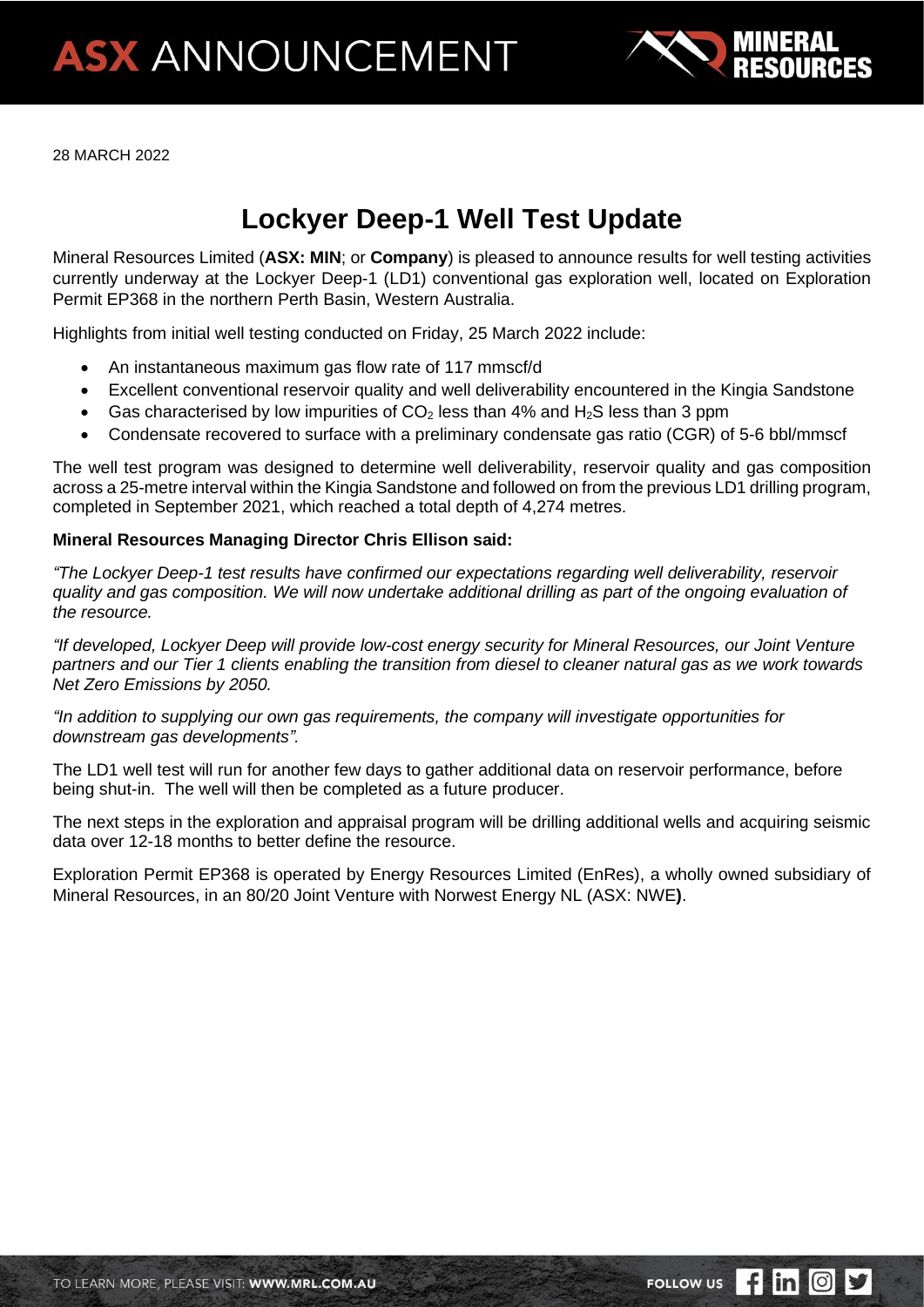# ASX ANNOUNCEMENT

28 MARCH 2022

## Lockyer Deep-1 Well Test Update

Mineral Resources Limited (**ASX: MIN**; or **Company**) is pleased to announce results for well testing activities currently underway at the Lockyer Deep-1 (LD1) conventional gas exploration well, located on Exploration Permit EP368 in the northern Perth Basin, Western Australia.

Highlights from initial well testing conducted on Friday, 25 March 2022 include:

- An instantaneous maximum gas flow rate of 117 mmscf/d
- Excellent conventional reservoir quality and well deliverability encountered in the Kingia Sandstone
- Gas characterised by low impurities of $CO_2$ less than 4% and $H_2S$ less than 3 ppm
- Condensate recovered to surface with a preliminary condensate gas ratio (CGR) of 5-6 bbl/mmscf

The well test program was designed to determine well deliverability, reservoir quality and gas composition across a 25-metre interval within the Kingia Sandstone and followed on from the previous LD1 drilling program, completed in September 2021, which reached a total depth of 4,274 metres.

**Mineral Resources Managing Director Chris Ellison said:**

*"The Lockyer Deep-1 test results have confirmed our expectations regarding well deliverability, reservoir quality and gas composition. We will now undertake additional drilling as part of the ongoing evaluation of the resource.*

*"If developed, Lockyer Deep will provide low-cost energy security for Mineral Resources, our Joint Venture partners and our Tier 1 clients enabling the transition from diesel to cleaner natural gas as we work towards Net Zero Emissions by 2050.*

*"In addition to supplying our own gas requirements, the company will investigate opportunities for downstream gas developments".*

The LD1 well test will run for another few days to gather additional data on reservoir performance, before being shut-in. The well will then be completed as a future producer.

The next steps in the exploration and appraisal program will be drilling additional wells and acquiring seismic data over 12-18 months to better define the resource.

Exploration Permit EP368 is operated by Energy Resources Limited (EnRes), a wholly owned subsidiary of Mineral Resources, in an 80/20 Joint Venture with Norwest Energy NL (ASX: NWE**)**.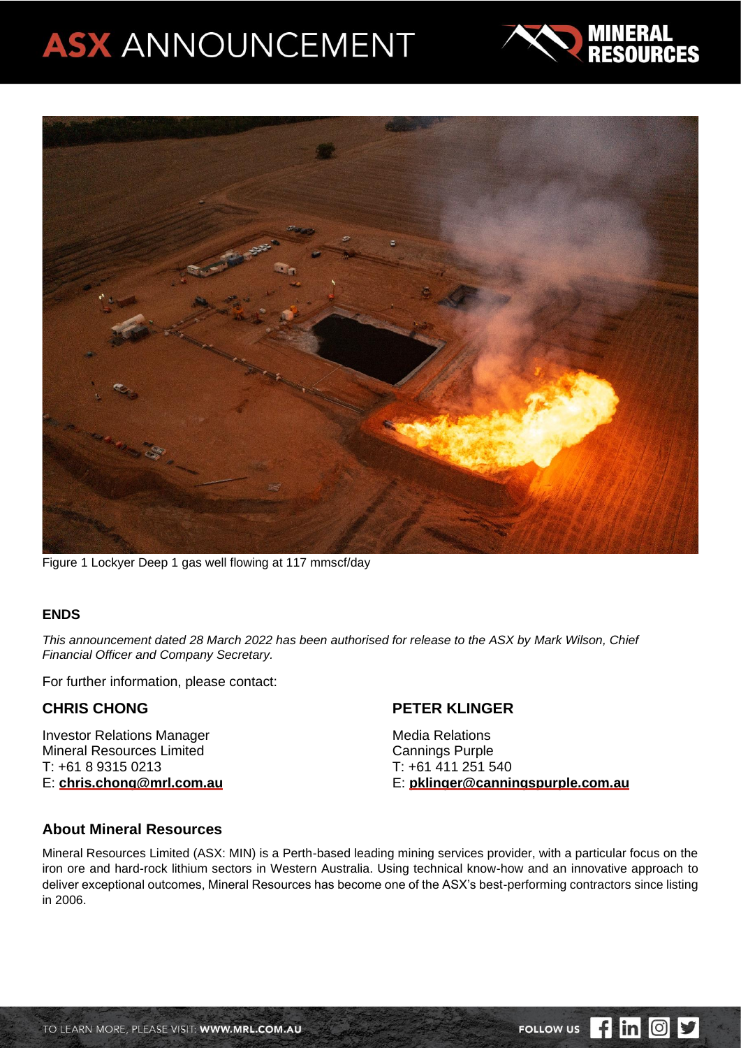Figure 1 Lockyer Deep 1 gas well flowing at 117 mmscf/day

**ENDS**

*This announcement dated 28 March 2022 has been authorised for release to the ASX by Mark Wilson, Chief Financial Officer and Company Secretary.*

For further information, please contact:

**CHRIS CHONG**

Investor Relations Manager
Mineral Resources Limited
T: +61 8 9315 0213
E: **chris.chong@mrl.com.au**

**PETER KLINGER**

Media Relations
Cannings Purple
T: +61 411 251 540
E: **pklinger@canningspurple.com.au**

## About Mineral Resources

Mineral Resources Limited (ASX: MIN) is a Perth-based leading mining services provider, with a particular focus on the iron ore and hard-rock lithium sectors in Western Australia. Using technical know-how and an innovative approach to deliver exceptional outcomes, Mineral Resources has become one of the ASX's best-performing contractors since listing in 2006.